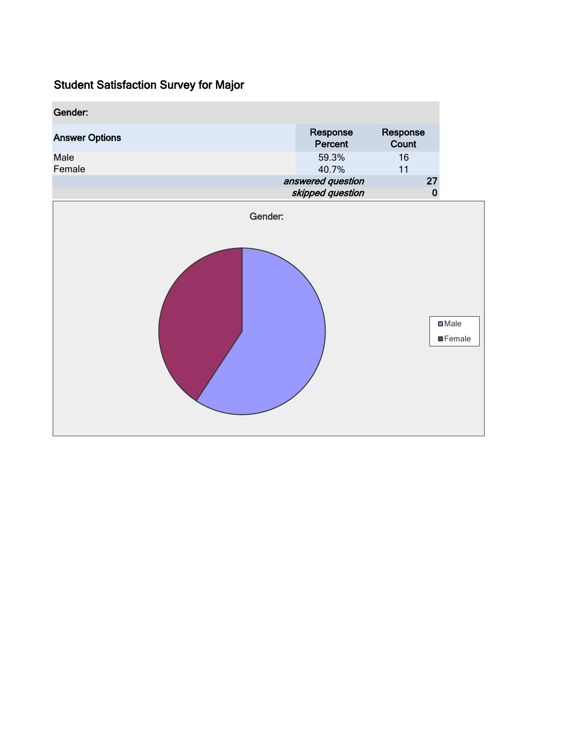# Student Satisfaction Survey for Major

| Gender: | | |
|---|---|---|
| **Answer Options** | **Response Percent** | **Response Count** |
| Male | 59.3% | 16 |
| Female | 40.7% | 11 |
| | *answered question* | 27 |
| | *skipped question* | 0 |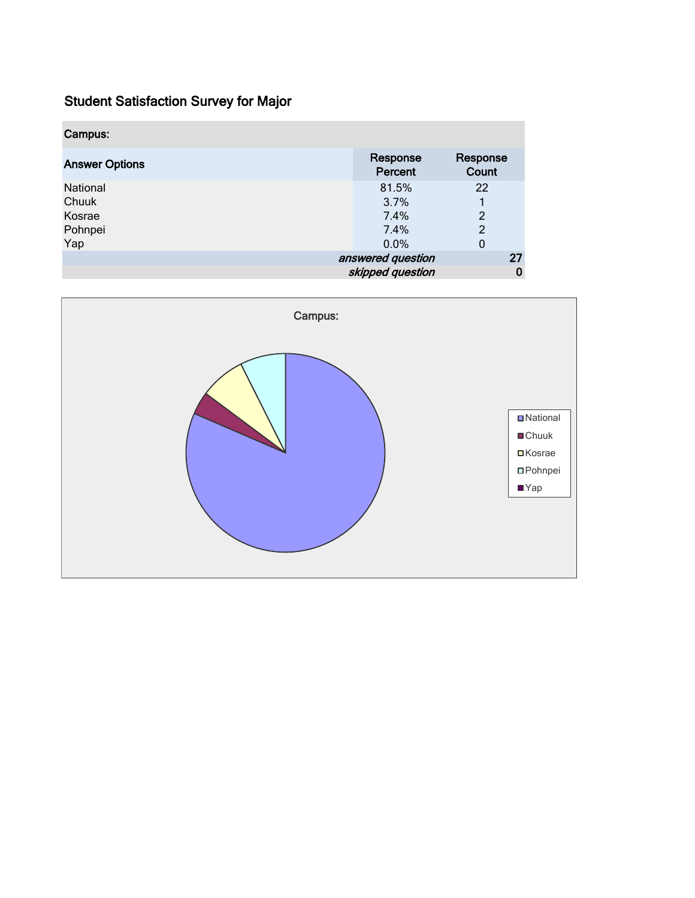## Student Satisfaction Survey for Major

| Campus: | | |
|---|---|---|
| **Answer Options** | **Response Percent** | **Response Count** |
| National | 81.5% | 22 |
| Chuuk | 3.7% | 1 |
| Kosrae | 7.4% | 2 |
| Pohnpei | 7.4% | 2 |
| Yap | 0.0% | 0 |
| | *answered question* | **27** |
| | *skipped question* | **0** |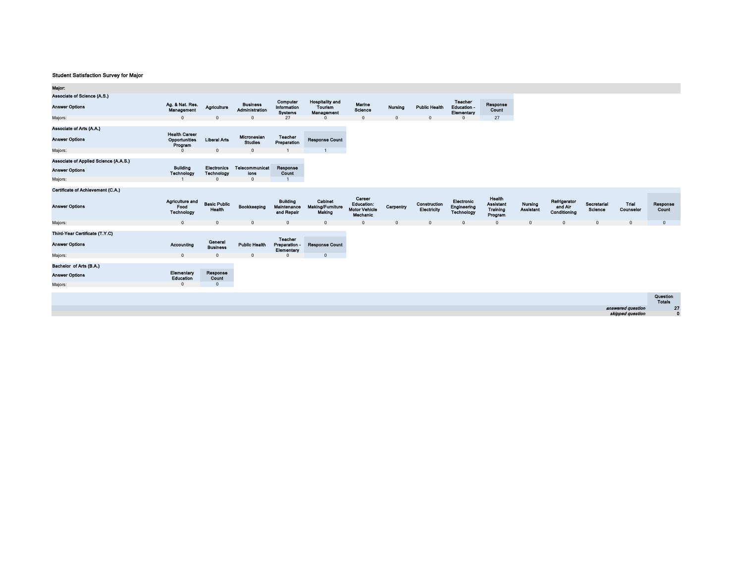**Student Satisfaction Survey for Major**

**Major:**

**Associate of Science (A.S.)**

| Answer Options | Ag. & Nat. Res. Management | Agriculture | Business Administration | Computer Information Systems | Hospitality and Tourism Management | Marine Science | Nursing | Public Health | Teacher Education - Elementary | Response Count |
|---|---|---|---|---|---|---|---|---|---|---|
| Majors: | 0 | 0 | 0 | 27 | 0 | 0 | 0 | 0 | 0 | 27 |

**Associate of Arts (A.A.)**

| Answer Options | Health Career Opportunities Program | Liberal Arts | Micronesian Studies | Teacher Preparation | Response Count |
|---|---|---|---|---|---|
| Majors: | 0 | 0 | 0 | 1 | 1 |

**Associate of Applied Science (A.A.S.)**

| Answer Options | Building Technology | Electronics Technology | Telecommunications | Response Count |
|---|---|---|---|---|
| Majors: | 1 | 0 | 0 | 1 |

**Certificate of Achievement (C.A.)**

| Answer Options | Agriculture and Food Technology | Basic Public Health | Bookkeeping | Building Maintenance and Repair | Cabinet Making/Furniture Making | Career Education: Motor Vehicle Mechanic | Carpentry | Construction Electricity | Electronic Engineering Technology | Health Assistant Training Program | Nursing Assistant | Refrigerator and Air Conditioning | Secretarial Science | Trial Counselor | Response Count |
|---|---|---|---|---|---|---|---|---|---|---|---|---|---|---|---|
| Majors: | 0 | 0 | 0 | 0 | 0 | 0 | 0 | 0 | 0 | 0 | 0 | 0 | 0 | 0 | 0 |

**Third-Year Certificate (T.Y.C)**

| Answer Options | Accounting | General Business | Public Health | Teacher Preparation - Elementary | Response Count |
|---|---|---|---|---|---|
| Majors: | 0 | 0 | 0 | 0 | 0 |

**Bachelor of Arts (B.A.)**

| Answer Options | Elementary Education | Response Count |
|---|---|---|
| Majors: | 0 | 0 |

| | Question Totals |
|---|---|
| *answered question* | 27 |
| *skipped question* | 0 |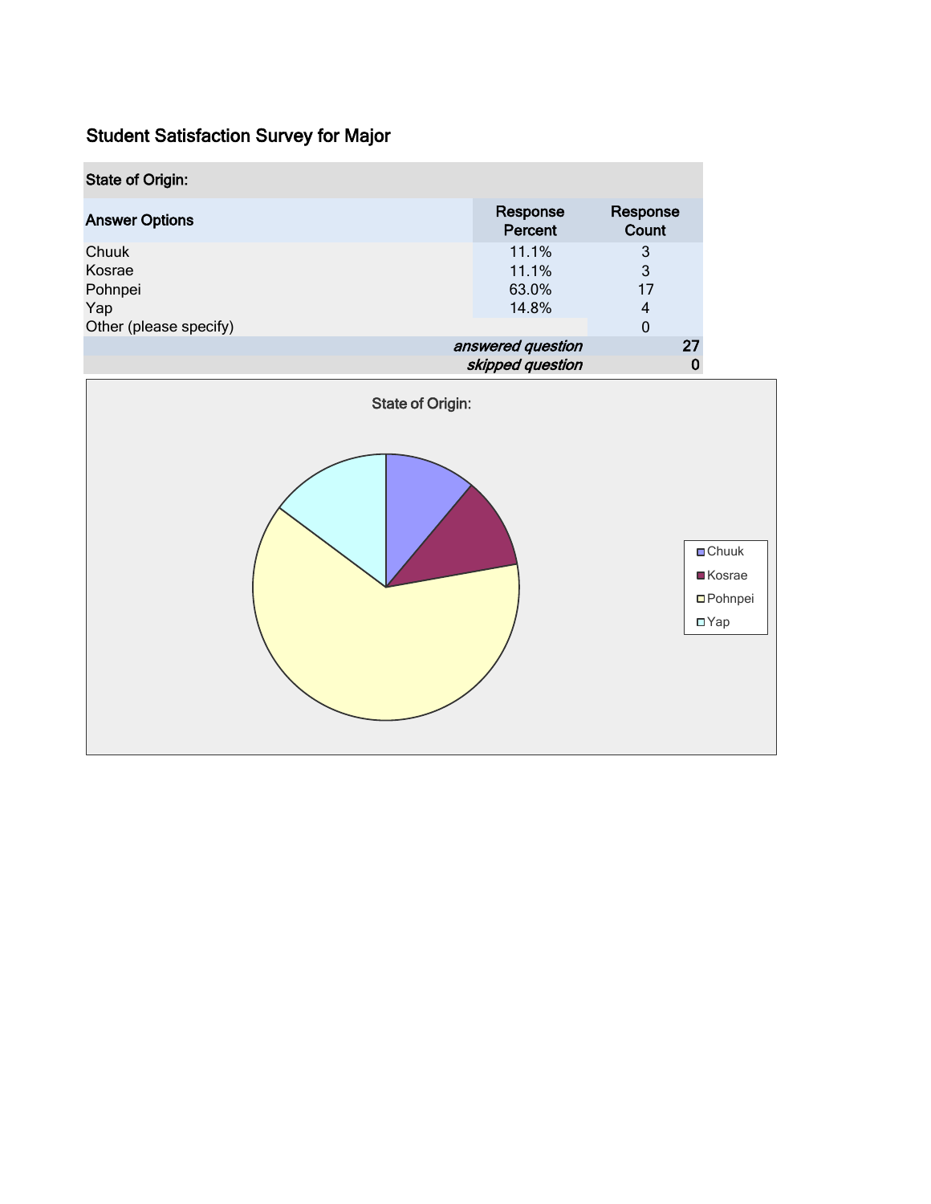## Student Satisfaction Survey for Major

| State of Origin: | | |
|---|---|---|
| **Answer Options** | **Response Percent** | **Response Count** |
| Chuuk | 11.1% | 3 |
| Kosrae | 11.1% | 3 |
| Pohnpei | 63.0% | 17 |
| Yap | 14.8% | 4 |
| Other (please specify) | | 0 |
| | *answered question* | **27** |
| | *skipped question* | **0** |

State of Origin:

- Chuuk
- Kosrae
- Pohnpei
- Yap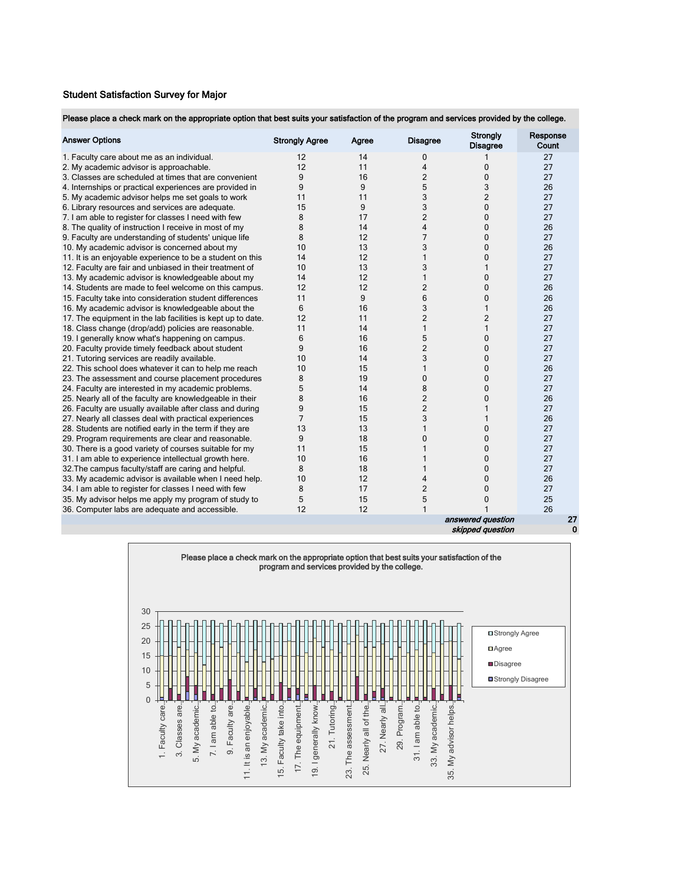## Student Satisfaction Survey for Major

Please place a check mark on the appropriate option that best suits your satisfaction of the program and services provided by the college.

| Answer Options | Strongly Agree | Agree | Disagree | Strongly Disagree | Response Count |
|---|---|---|---|---|---|
| 1. Faculty care about me as an individual. | 12 | 14 | 0 | 1 | 27 |
| 2. My academic advisor is approachable. | 12 | 11 | 4 | 0 | 27 |
| 3. Classes are scheduled at times that are convenient | 9 | 16 | 2 | 0 | 27 |
| 4. Internships or practical experiences are provided in | 9 | 9 | 5 | 3 | 26 |
| 5. My academic advisor helps me set goals to work | 11 | 11 | 3 | 2 | 27 |
| 6. Library resources and services are adequate. | 15 | 9 | 3 | 0 | 27 |
| 7. I am able to register for classes I need with few | 8 | 17 | 2 | 0 | 27 |
| 8. The quality of instruction I receive in most of my | 8 | 14 | 4 | 0 | 26 |
| 9. Faculty are understanding of students' unique life | 8 | 12 | 7 | 0 | 27 |
| 10. My academic advisor is concerned about my | 10 | 13 | 3 | 0 | 26 |
| 11. It is an enjoyable experience to be a student on this | 14 | 12 | 1 | 0 | 27 |
| 12. Faculty are fair and unbiased in their treatment of | 10 | 13 | 3 | 1 | 27 |
| 13. My academic advisor is knowledgeable about my | 14 | 12 | 1 | 0 | 27 |
| 14. Students are made to feel welcome on this campus. | 12 | 12 | 2 | 0 | 26 |
| 15. Faculty take into consideration student differences | 11 | 9 | 6 | 0 | 26 |
| 16. My academic advisor is knowledgeable about the | 6 | 16 | 3 | 1 | 26 |
| 17. The equipment in the lab facilities is kept up to date. | 12 | 11 | 2 | 2 | 27 |
| 18. Class change (drop/add) policies are reasonable. | 11 | 14 | 1 | 1 | 27 |
| 19. I generally know what's happening on campus. | 6 | 16 | 5 | 0 | 27 |
| 20. Faculty provide timely feedback about student | 9 | 16 | 2 | 0 | 27 |
| 21. Tutoring services are readily available. | 10 | 14 | 3 | 0 | 27 |
| 22. This school does whatever it can to help me reach | 10 | 15 | 1 | 0 | 26 |
| 23. The assessment and course placement procedures | 8 | 19 | 0 | 0 | 27 |
| 24. Faculty are interested in my academic problems. | 5 | 14 | 8 | 0 | 27 |
| 25. Nearly all of the faculty are knowledgeable in their | 8 | 16 | 2 | 0 | 26 |
| 26. Faculty are usually available after class and during | 9 | 15 | 2 | 1 | 27 |
| 27. Nearly all classes deal with practical experiences | 7 | 15 | 3 | 1 | 26 |
| 28. Students are notified early in the term if they are | 13 | 13 | 1 | 0 | 27 |
| 29. Program requirements are clear and reasonable. | 9 | 18 | 0 | 0 | 27 |
| 30. There is a good variety of courses suitable for my | 11 | 15 | 1 | 0 | 27 |
| 31. I am able to experience intellectual growth here. | 10 | 16 | 1 | 0 | 27 |
| 32.The campus faculty/staff are caring and helpful. | 8 | 18 | 1 | 0 | 27 |
| 33. My academic advisor is available when I need help. | 10 | 12 | 4 | 0 | 26 |
| 34. I am able to register for classes I need with few | 8 | 17 | 2 | 0 | 27 |
| 35. My advisor helps me apply my program of study to | 5 | 15 | 5 | 0 | 25 |
| 36. Computer labs are adequate and accessible. | 12 | 12 | 1 | 1 | 26 |
| | | | | *answered question* | 27 |
| | | | | *skipped question* | 0 |

Please place a check mark on the appropriate option that best suits your satisfaction of the program and services provided by the college.

30
25
20
15
10
5
0

1. Faculty care...
3. Classes are...
5. My academic...
7. I am able to...
9. Faculty are...
11. It is an enjoyable...
13. My academic...
15. Faculty take into...
17. The equipment...
19. I generally know...
21. Tutoring...
23. The assessment...
25. Nearly all of the...
27. Nearly all...
29. Program...
31. I am able to...
33. My academic...
35. My advisor helps...

Strongly Agree
Agree
Disagree
Strongly Disagree